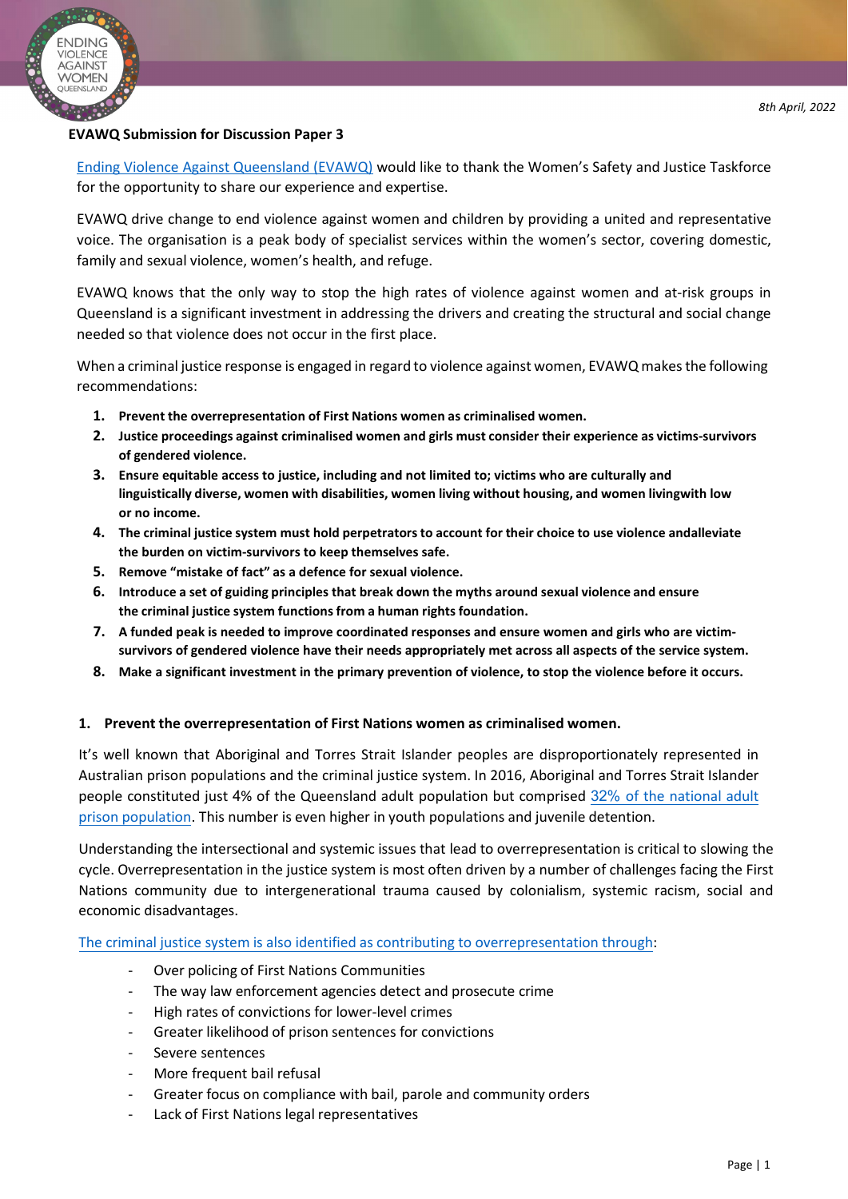8th April, 2022

**EVAWQ Submission for Discussion Paper 3**

[Ending Violence Against Queensland (EVAWQ)](#) would like to thank the Women's Safety and Justice Taskforce for the opportunity to share our experience and expertise.

EVAWQ drive change to end violence against women and children by providing a united and representative voice. The organisation is a peak body of specialist services within the women's sector, covering domestic, family and sexual violence, women's health, and refuge.

EVAWQ knows that the only way to stop the high rates of violence against women and at-risk groups in Queensland is a significant investment in addressing the drivers and creating the structural and social change needed so that violence does not occur in the first place.

When a criminal justice response is engaged in regard to violence against women, EVAWQ makes the following recommendations:

1. **Prevent the overrepresentation of First Nations women as criminalised women.**
2. **Justice proceedings against criminalised women and girls must consider their experience as victims-survivors of gendered violence.**
3. **Ensure equitable access to justice, including and not limited to; victims who are culturally and linguistically diverse, women with disabilities, women living without housing, and women livingwith low or no income.**
4. **The criminal justice system must hold perpetrators to account for their choice to use violence andalleviate the burden on victim-survivors to keep themselves safe.**
5. **Remove "mistake of fact" as a defence for sexual violence.**
6. **Introduce a set of guiding principles that break down the myths around sexual violence and ensure the criminal justice system functions from a human rights foundation.**
7. **A funded peak is needed to improve coordinated responses and ensure women and girls who are victim-survivors of gendered violence have their needs appropriately met across all aspects of the service system.**
8. **Make a significant investment in the primary prevention of violence, to stop the violence before it occurs.**

## 1. Prevent the overrepresentation of First Nations women as criminalised women.

It's well known that Aboriginal and Torres Strait Islander peoples are disproportionately represented in Australian prison populations and the criminal justice system. In 2016, Aboriginal and Torres Strait Islander people constituted just 4% of the Queensland adult population but comprised [32% of the national adult prison population](#). This number is even higher in youth populations and juvenile detention.

Understanding the intersectional and systemic issues that lead to overrepresentation is critical to slowing the cycle. Overrepresentation in the justice system is most often driven by a number of challenges facing the First Nations community due to intergenerational trauma caused by colonialism, systemic racism, social and economic disadvantages.

[The criminal justice system is also identified as contributing to overrepresentation through](#):

- Over policing of First Nations Communities
- The way law enforcement agencies detect and prosecute crime
- High rates of convictions for lower-level crimes
- Greater likelihood of prison sentences for convictions
- Severe sentences
- More frequent bail refusal
- Greater focus on compliance with bail, parole and community orders
- Lack of First Nations legal representatives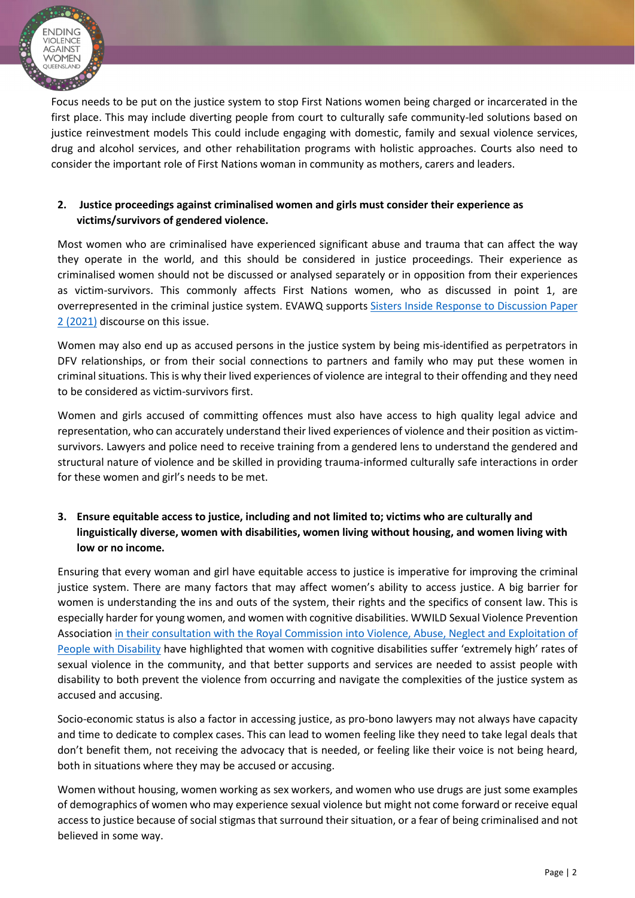Focus needs to be put on the justice system to stop First Nations women being charged or incarcerated in the first place. This may include diverting people from court to culturally safe community-led solutions based on justice reinvestment models This could include engaging with domestic, family and sexual violence services, drug and alcohol services, and other rehabilitation programs with holistic approaches. Courts also need to consider the important role of First Nations woman in community as mothers, carers and leaders.

2. **Justice proceedings against criminalised women and girls must consider their experience as victims/survivors of gendered violence.**

Most women who are criminalised have experienced significant abuse and trauma that can affect the way they operate in the world, and this should be considered in justice proceedings. Their experience as criminalised women should not be discussed or analysed separately or in opposition from their experiences as victim-survivors. This commonly affects First Nations women, who as discussed in point 1, are overrepresented in the criminal justice system. EVAWQ supports Sisters Inside Response to Discussion Paper 2 (2021) discourse on this issue.

Women may also end up as accused persons in the justice system by being mis-identified as perpetrators in DFV relationships, or from their social connections to partners and family who may put these women in criminal situations. This is why their lived experiences of violence are integral to their offending and they need to be considered as victim-survivors first.

Women and girls accused of committing offences must also have access to high quality legal advice and representation, who can accurately understand their lived experiences of violence and their position as victim-survivors. Lawyers and police need to receive training from a gendered lens to understand the gendered and structural nature of violence and be skilled in providing trauma-informed culturally safe interactions in order for these women and girl's needs to be met.

3. **Ensure equitable access to justice, including and not limited to; victims who are culturally and linguistically diverse, women with disabilities, women living without housing, and women living with low or no income.**

Ensuring that every woman and girl have equitable access to justice is imperative for improving the criminal justice system. There are many factors that may affect women's ability to access justice. A big barrier for women is understanding the ins and outs of the system, their rights and the specifics of consent law. This is especially harder for young women, and women with cognitive disabilities. WWILD Sexual Violence Prevention Association in their consultation with the Royal Commission into Violence, Abuse, Neglect and Exploitation of People with Disability have highlighted that women with cognitive disabilities suffer 'extremely high' rates of sexual violence in the community, and that better supports and services are needed to assist people with disability to both prevent the violence from occurring and navigate the complexities of the justice system as accused and accusing.

Socio-economic status is also a factor in accessing justice, as pro-bono lawyers may not always have capacity and time to dedicate to complex cases. This can lead to women feeling like they need to take legal deals that don't benefit them, not receiving the advocacy that is needed, or feeling like their voice is not being heard, both in situations where they may be accused or accusing.

Women without housing, women working as sex workers, and women who use drugs are just some examples of demographics of women who may experience sexual violence but might not come forward or receive equal access to justice because of social stigmas that surround their situation, or a fear of being criminalised and not believed in some way.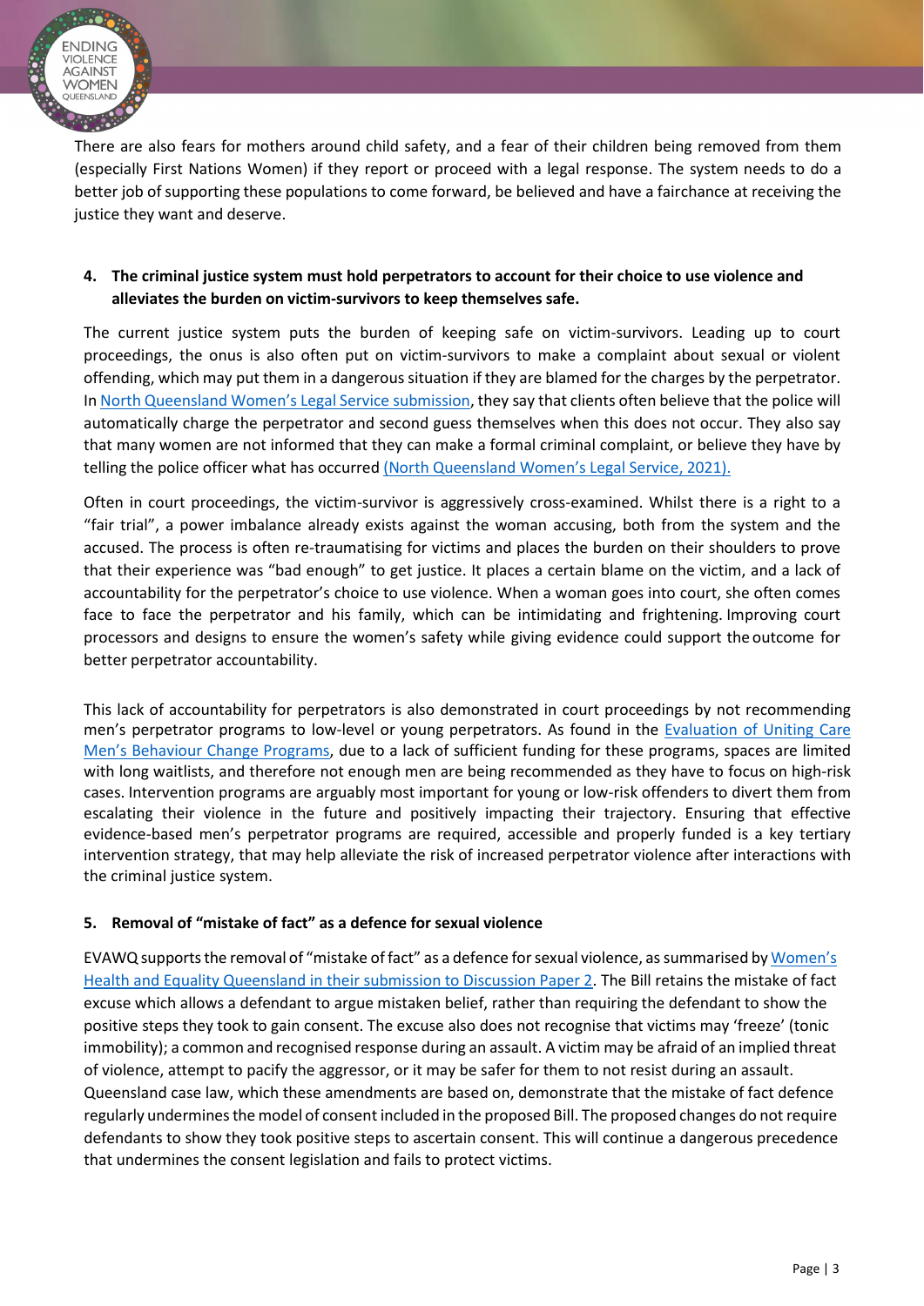There are also fears for mothers around child safety, and a fear of their children being removed from them (especially First Nations Women) if they report or proceed with a legal response. The system needs to do a better job of supporting these populations to come forward, be believed and have a fairchance at receiving the justice they want and deserve.

**4. The criminal justice system must hold perpetrators to account for their choice to use violence and alleviates the burden on victim-survivors to keep themselves safe.**

The current justice system puts the burden of keeping safe on victim-survivors. Leading up to court proceedings, the onus is also often put on victim-survivors to make a complaint about sexual or violent offending, which may put them in a dangerous situation if they are blamed for the charges by the perpetrator. In North Queensland Women's Legal Service submission, they say that clients often believe that the police will automatically charge the perpetrator and second guess themselves when this does not occur. They also say that many women are not informed that they can make a formal criminal complaint, or believe they have by telling the police officer what has occurred (North Queensland Women's Legal Service, 2021).

Often in court proceedings, the victim-survivor is aggressively cross-examined. Whilst there is a right to a "fair trial", a power imbalance already exists against the woman accusing, both from the system and the accused. The process is often re-traumatising for victims and places the burden on their shoulders to prove that their experience was "bad enough" to get justice. It places a certain blame on the victim, and a lack of accountability for the perpetrator's choice to use violence. When a woman goes into court, she often comes face to face the perpetrator and his family, which can be intimidating and frightening. Improving court processors and designs to ensure the women's safety while giving evidence could support the outcome for better perpetrator accountability.

This lack of accountability for perpetrators is also demonstrated in court proceedings by not recommending men's perpetrator programs to low-level or young perpetrators. As found in the Evaluation of Uniting Care Men's Behaviour Change Programs, due to a lack of sufficient funding for these programs, spaces are limited with long waitlists, and therefore not enough men are being recommended as they have to focus on high-risk cases. Intervention programs are arguably most important for young or low-risk offenders to divert them from escalating their violence in the future and positively impacting their trajectory. Ensuring that effective evidence-based men's perpetrator programs are required, accessible and properly funded is a key tertiary intervention strategy, that may help alleviate the risk of increased perpetrator violence after interactions with the criminal justice system.

**5. Removal of "mistake of fact" as a defence for sexual violence**

EVAWQ supports the removal of "mistake of fact" as a defence for sexual violence, as summarised by Women's Health and Equality Queensland in their submission to Discussion Paper 2. The Bill retains the mistake of fact excuse which allows a defendant to argue mistaken belief, rather than requiring the defendant to show the positive steps they took to gain consent. The excuse also does not recognise that victims may 'freeze' (tonic immobility); a common and recognised response during an assault. A victim may be afraid of an implied threat of violence, attempt to pacify the aggressor, or it may be safer for them to not resist during an assault. Queensland case law, which these amendments are based on, demonstrate that the mistake of fact defence regularly undermines the model of consent included in the proposed Bill. The proposed changes do not require defendants to show they took positive steps to ascertain consent. This will continue a dangerous precedence that undermines the consent legislation and fails to protect victims.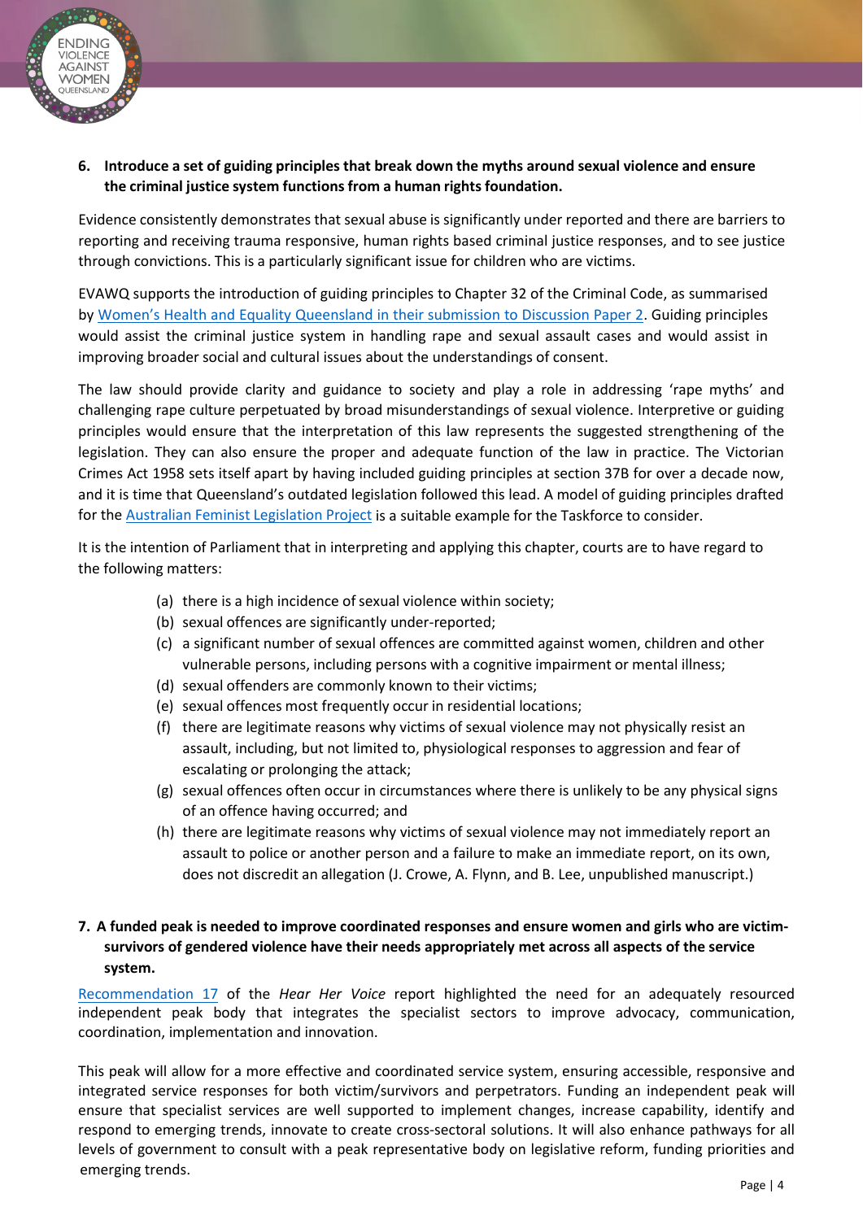**6. Introduce a set of guiding principles that break down the myths around sexual violence and ensure the criminal justice system functions from a human rights foundation.**

Evidence consistently demonstrates that sexual abuse is significantly under reported and there are barriers to reporting and receiving trauma responsive, human rights based criminal justice responses, and to see justice through convictions. This is a particularly significant issue for children who are victims.

EVAWQ supports the introduction of guiding principles to Chapter 32 of the Criminal Code, as summarised by Women's Health and Equality Queensland in their submission to Discussion Paper 2. Guiding principles would assist the criminal justice system in handling rape and sexual assault cases and would assist in improving broader social and cultural issues about the understandings of consent.

The law should provide clarity and guidance to society and play a role in addressing 'rape myths' and challenging rape culture perpetuated by broad misunderstandings of sexual violence. Interpretive or guiding principles would ensure that the interpretation of this law represents the suggested strengthening of the legislation. They can also ensure the proper and adequate function of the law in practice. The Victorian Crimes Act 1958 sets itself apart by having included guiding principles at section 37B for over a decade now, and it is time that Queensland's outdated legislation followed this lead. A model of guiding principles drafted for the Australian Feminist Legislation Project is a suitable example for the Taskforce to consider.

It is the intention of Parliament that in interpreting and applying this chapter, courts are to have regard to the following matters:

(a) there is a high incidence of sexual violence within society;
(b) sexual offences are significantly under-reported;
(c) a significant number of sexual offences are committed against women, children and other vulnerable persons, including persons with a cognitive impairment or mental illness;
(d) sexual offenders are commonly known to their victims;
(e) sexual offences most frequently occur in residential locations;
(f) there are legitimate reasons why victims of sexual violence may not physically resist an assault, including, but not limited to, physiological responses to aggression and fear of escalating or prolonging the attack;
(g) sexual offences often occur in circumstances where there is unlikely to be any physical signs of an offence having occurred; and
(h) there are legitimate reasons why victims of sexual violence may not immediately report an assault to police or another person and a failure to make an immediate report, on its own, does not discredit an allegation (J. Crowe, A. Flynn, and B. Lee, unpublished manuscript.)

**7. A funded peak is needed to improve coordinated responses and ensure women and girls who are victim-survivors of gendered violence have their needs appropriately met across all aspects of the service system.**

Recommendation 17 of the *Hear Her Voice* report highlighted the need for an adequately resourced independent peak body that integrates the specialist sectors to improve advocacy, communication, coordination, implementation and innovation.

This peak will allow for a more effective and coordinated service system, ensuring accessible, responsive and integrated service responses for both victim/survivors and perpetrators. Funding an independent peak will ensure that specialist services are well supported to implement changes, increase capability, identify and respond to emerging trends, innovate to create cross-sectoral solutions. It will also enhance pathways for all levels of government to consult with a peak representative body on legislative reform, funding priorities and emerging trends.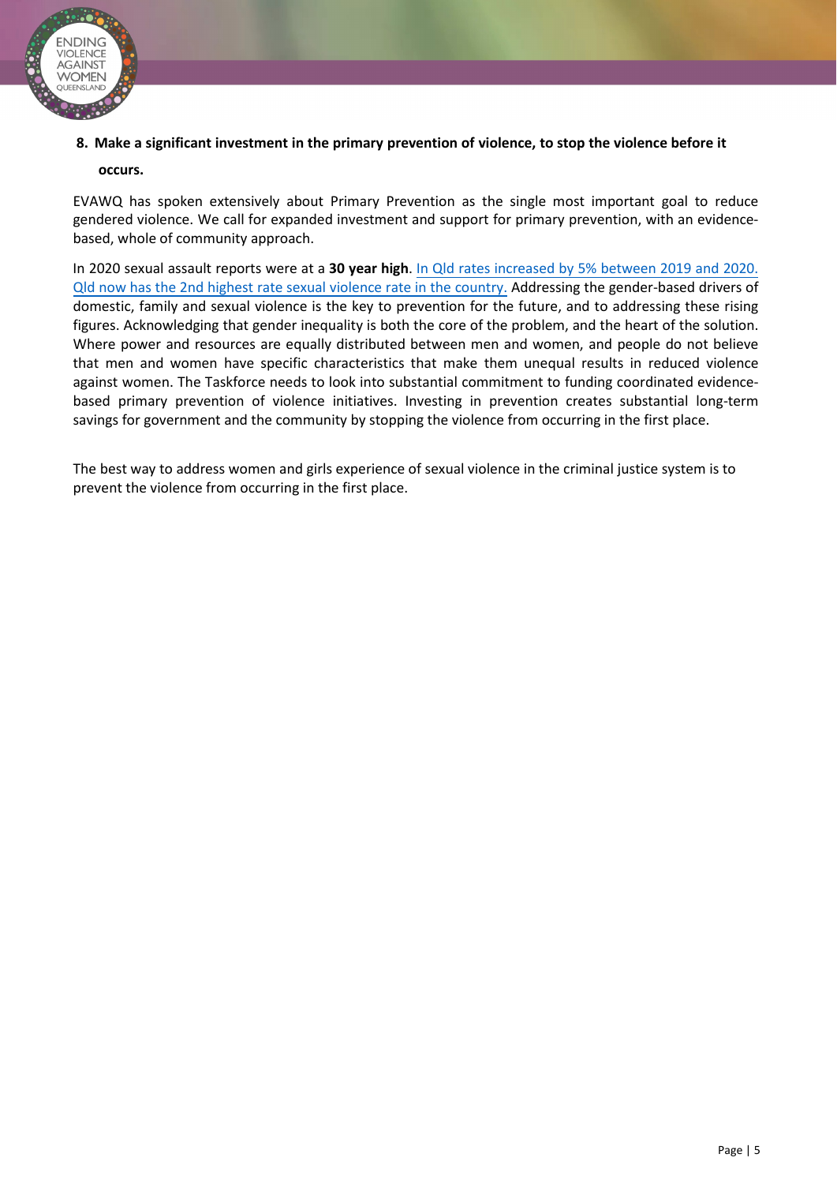8. **Make a significant investment in the primary prevention of violence, to stop the violence before it occurs.**

EVAWQ has spoken extensively about Primary Prevention as the single most important goal to reduce gendered violence. We call for expanded investment and support for primary prevention, with an evidence-based, whole of community approach.

In 2020 sexual assault reports were at a **30 year high**. In Qld rates increased by 5% between 2019 and 2020. Qld now has the 2nd highest rate sexual violence rate in the country. Addressing the gender-based drivers of domestic, family and sexual violence is the key to prevention for the future, and to addressing these rising figures. Acknowledging that gender inequality is both the core of the problem, and the heart of the solution. Where power and resources are equally distributed between men and women, and people do not believe that men and women have specific characteristics that make them unequal results in reduced violence against women. The Taskforce needs to look into substantial commitment to funding coordinated evidence-based primary prevention of violence initiatives. Investing in prevention creates substantial long-term savings for government and the community by stopping the violence from occurring in the first place.

The best way to address women and girls experience of sexual violence in the criminal justice system is to prevent the violence from occurring in the first place.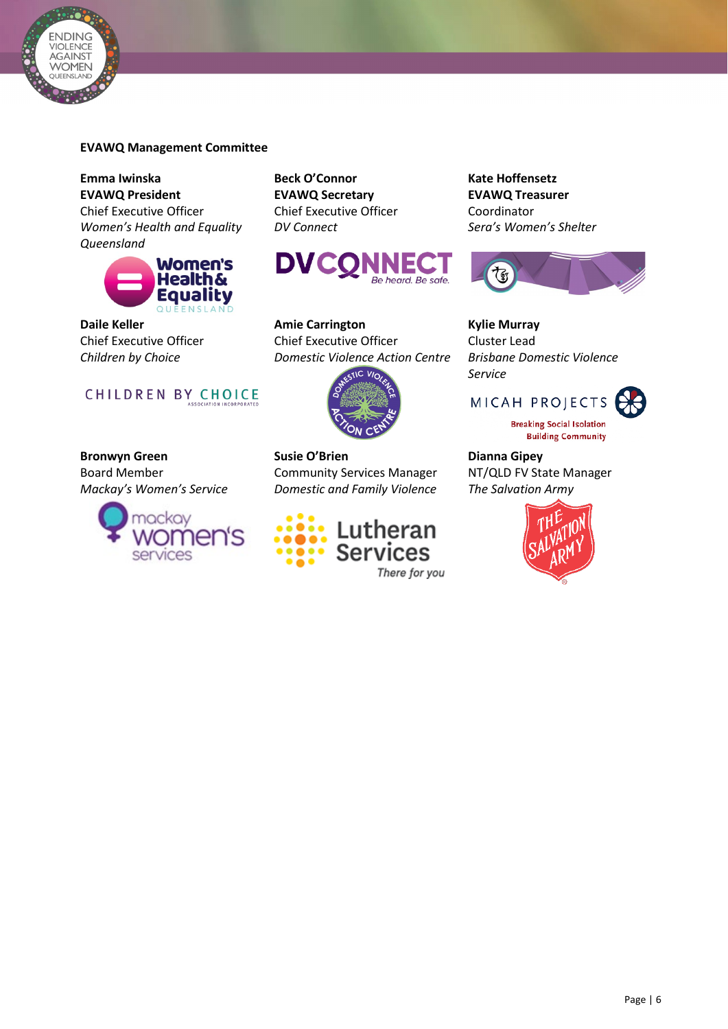**EVAWQ Management Committee**

**Emma Iwinska**
**EVAWQ President**
Chief Executive Officer
*Women's Health and Equality Queensland*

**Beck O'Connor**
**EVAWQ Secretary**
Chief Executive Officer
*DV Connect*

**Kate Hoffensetz**
**EVAWQ Treasurer**
Coordinator
*Sera's Women's Shelter*

**Daile Keller**
Chief Executive Officer
*Children by Choice*

**Amie Carrington**
Chief Executive Officer
*Domestic Violence Action Centre*

**Kylie Murray**
Cluster Lead
*Brisbane Domestic Violence Service*

**Bronwyn Green**
Board Member
*Mackay's Women's Service*

**Susie O'Brien**
Community Services Manager
*Domestic and Family Violence*

**Dianna Gipey**
NT/QLD FV State Manager
*The Salvation Army*